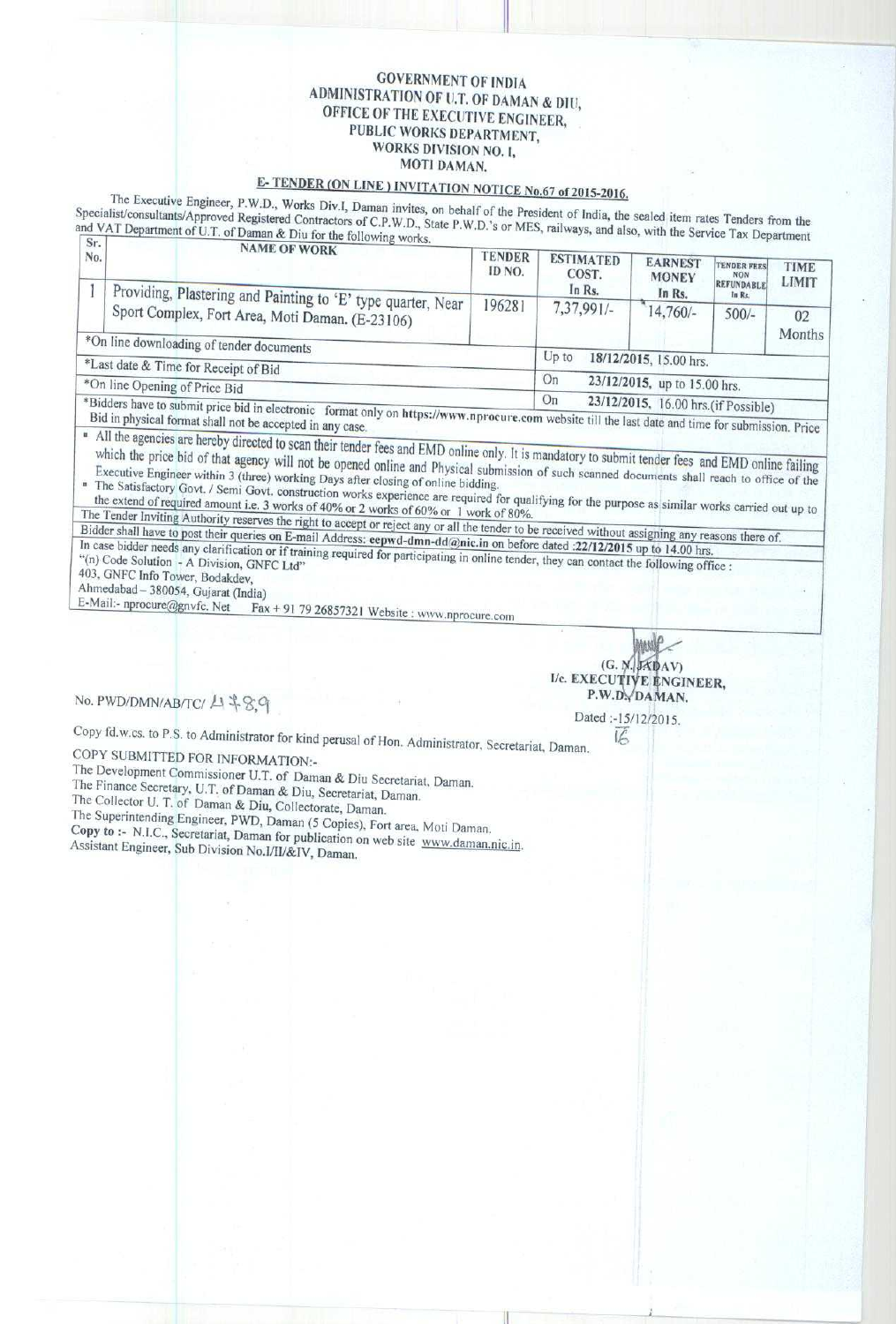**GOVERNMENT OF INDIA**
**ADMINISTRATION OF U.T. OF DAMAN & DIU,**
**OFFICE OF THE EXECUTIVE ENGINEER,**
**PUBLIC WORKS DEPARTMENT,**
**WORKS DIVISION NO. I,**
**MOTI DAMAN.**

## E- TENDER (ON LINE ) INVITATION NOTICE No.67 of 2015-2016.

The Executive Engineer, P.W.D., Works Div.I, Daman invites, on behalf of the President of India, the sealed item rates Tenders from the Specialist/consultants/Approved Registered Contractors of C.P.W.D., State P.W.D.'s or MES, railways, and also, with the Service Tax Department and VAT Department of U.T. of Daman & Diu for the following works.

| Sr. No. | NAME OF WORK | TENDER ID NO. | ESTIMATED COST. In Rs. | EARNEST MONEY In Rs. | TENDER FEES NON REFUNDABLE In Rs. | TIME LIMIT |
|---|---|---|---|---|---|---|
| 1 | Providing, Plastering and Painting to 'E' type quarter, Near Sport Complex, Fort Area, Moti Daman. (E-23106) | 196281 | 7,37,991/- | 14,760/- | 500/- | 02 Months |
| *On line downloading of tender documents | | | Up to | 18/12/2015, 15.00 hrs. | | |
| *Last date & Time for Receipt of Bid | | | On | 23/12/2015, up to 15.00 hrs. | | |
| *On line Opening of Price Bid | | | On | 23/12/2015, 16.00 hrs.(if Possible) | | |

*Bidders have to submit price bid in electronic format only on **https://www.nprocure.com** website till the last date and time for submission. Price Bid in physical format shall not be accepted in any case.

- All the agencies are hereby directed to scan their tender fees and EMD online only. It is mandatory to submit tender fees and EMD online failing which the price bid of that agency will not be opened online and Physical submission of such scanned documents shall reach to office of the Executive Engineer within 3 (three) working Days after closing of online bidding.
- The Satisfactory Govt. / Semi Govt. construction works experience are required for qualifying for the purpose as similar works carried out up to the extend of required amount i.e. 3 works of 40% or 2 works of 60% or 1 work of 80%.

The Tender Inviting Authority reserves the right to accept or reject any or all the tender to be received without assigning any reasons there of.

Bidder shall have to post their queries on E-mail Address: **eepwd-dmn-dd@nic.in** on before dated **:22/12/2015** up to 14.00 hrs.

In case bidder needs any clarification or if training required for participating in online tender, they can contact the following office :

"(n) Code Solution - A Division, GNFC Ltd"
403, GNFC Info Tower, Bodakdev,
Ahmedabad – 380054, Gujarat (India)
E-Mail:- nprocure@gnvfc. Net Fax + 91 79 26857321 Website : www.nprocure.com

(G. N. JADAV)
**I/c. EXECUTIVE ENGINEER,**
**P.W.D., DAMAN.**

No. PWD/DMN/AB/TC/ 4789

Dated :-15/12/2015.

Copy fd.w.cs. to P.S. to Administrator for kind perusal of Hon. Administrator, Secretariat, Daman.

COPY SUBMITTED FOR INFORMATION:-

The Development Commissioner U.T. of Daman & Diu Secretariat, Daman.
The Finance Secretary, U.T. of Daman & Diu, Secretariat, Daman.
The Collector U. T. of Daman & Diu, Collectorate, Daman.
The Superintending Engineer, PWD, Daman (5 Copies), Fort area, Moti Daman.
**Copy to :-** N.I.C., Secretariat, Daman for publication on web site www.daman.nic.in.
Assistant Engineer, Sub Division No.I/II/&IV, Daman.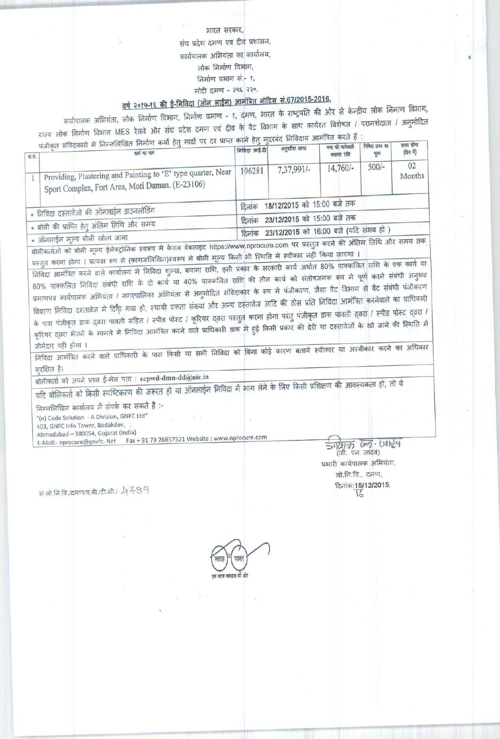भारत सरकार,
संघ प्रदेश दमण एव दीव प्रशासन,
कार्यपालक अभियंता का कार्यालय,
लोक निर्माण विभाग,
निर्माण प्रभाग सं.- १,
मोटी दमण - ३९६ २२०.

## वर्ष २०१५-१६ की ई-निविदा (ऑन लाईन) आमंत्रित नोटिस सं.67/2015-2016.

कार्यपालक अभियंता, लोक निर्माण विभाग, निर्माण प्रमाण - १, दमण, भारत के राष्ट्रपति की ओर से केन्द्रीय लोक निमाण विभाग, राज्य लोक निर्माण विभाग MES रेलवे और संघ प्रदेश दमण एवं दीव के वैट विभाग के साथ कार्यरत विशेषज / परामर्शदाता / अनुमोदित पंजीकृत संविदकारो से निम्नलिखित निर्माण कर्यो हेतु मादों पर दर प्राप्त करने हेतु मुदरबंद निविदाय आमंत्रित करते हैं :

| क्र.सं. | कार्य का नाम | निविदा आई.डी | अनुमानित लागत | जमा की जानेवाली बयाना राशि | निविदा प्रपत्र का मूल्य | समय सीमा (दिन में) |
|---|---|---|---|---|---|---|
| 1 | Providing, Plastering and Painting to 'E' type quarter, Near Sport Complex, Fort Area, Moti Daman. (E-23106) | 196281 | 7,37,991/- | 14,760/- | 500/- | 02 Months |

| | |
|---|---|
| • निविदा दस्तावेजो की ऑनलाईन डाउनलोडिंग | दिनांक 18/12/2015 को 15:00 बजे तक |
| • बोली की प्राप्ति हेतु अंतिम तिथि और समय | दिनांक 23/12/2015 को 15:00 बजे तक |
| • ऑनलाईन मूल्य बोली खोला जाना | दिनांक 23/12/2015 को 16:00 बजे (यदि संभव हो) |

बोलीकर्ताओं को बोली मूल्य ईलेक्ट्रोनिक स्वरूप मे केवल वेबसाइट https://www.nprocure.com पर प्रस्तुत करने की अंतिम तिथि और समय तक प्रस्तुत करना होगा । प्रत्यक्ष रूप से (कागजलिखित)स्वरूप मे बोली मूल्य किसी भी स्थिति मे स्वीकार नहीं किया जाएगा ।

निविदा आमंत्रित करने वाले कार्यालय मे निविदा शुल्क, बयाना राशि, इसी प्रकार के सरकारी कार्य अर्थात 80% पाक्कलित राशि के एक कार्य या 60% पाक्कलित निविदा संबंधी राशि के दो कार्य या 40% पाक्कलित राशि की तीन कार्य को संतोषजनक रूप मे पूर्ण करने संबंधी अनुभव प्रमाणपत्र कार्यपालक अभियंता / नगरपालिका अभियंता से अनुमोदित संविदाकार के रूप मे पंजीकरण, जैसा वैट विभाग से वैट संबंधी पंजीकरण विवरण निविदा दस्तावेज मे दिया गया हो, स्थायी एकता संख्या और अन्य दस्तावेज आदि की ठोस प्रति निविदा आमंत्रित करनेवाले का प्राधिकारी के पास पंजीकृत डाक द्वारा पावती सहित / स्पीड पोस्ट / कूरियर द्वारा पस्तुत करना होगा परंतु पंजीकृत डाक पावती द्वारा / स्पीड पोस्ट द्वारा / कूरियर द्वारा भेजने के मामले मे निविदा आमंत्रित करने वाले प्राधिकारी डाक मे हुई किसी प्रकार की देरी या दस्तावेजों के खो जाने की स्थिति में जीमेदार वही होगा ।

निविदा आमंत्रित करने वाले प्राधिकारी के पास किसी या सभी निविदा को बिना कोई कारण बताये स्वीकार या अस्वीकार करने का अधिकार सुरक्षित है।

बोलीकर्ता को अपने प्रश्न ई-मेल पता : ecpwd-dmn-dd@nic.in

यदि बोलिकर्ता को किसी स्पष्टिकरण की जरूरत हो या ऑनलाईन निविदा में भाग लेने के लिए किसी प्रशिक्षण की आवस्यकता हो, तो वे निम्नलिखित कार्यालय में संपर्क कर सकते है :-

"(n) Code Solution - A Division, GNFC Ltd"
403, GNFC Info Tower, Bodakdev, .
Ahmedabad – 380054, Gujarat (India)
E-Mail:- nprocure@gnvfc. Net Fax + 91 79 26857321 Website : www.nprocure.com

(जी. एन. जादव)
प्रभारी कार्यपालक अभियंता,
लो.नि.वि., दमण,
दिनांक:15/12/2015.

सं.लो.नि.वि./दमण/ए.बी./टी.सी./ 4489